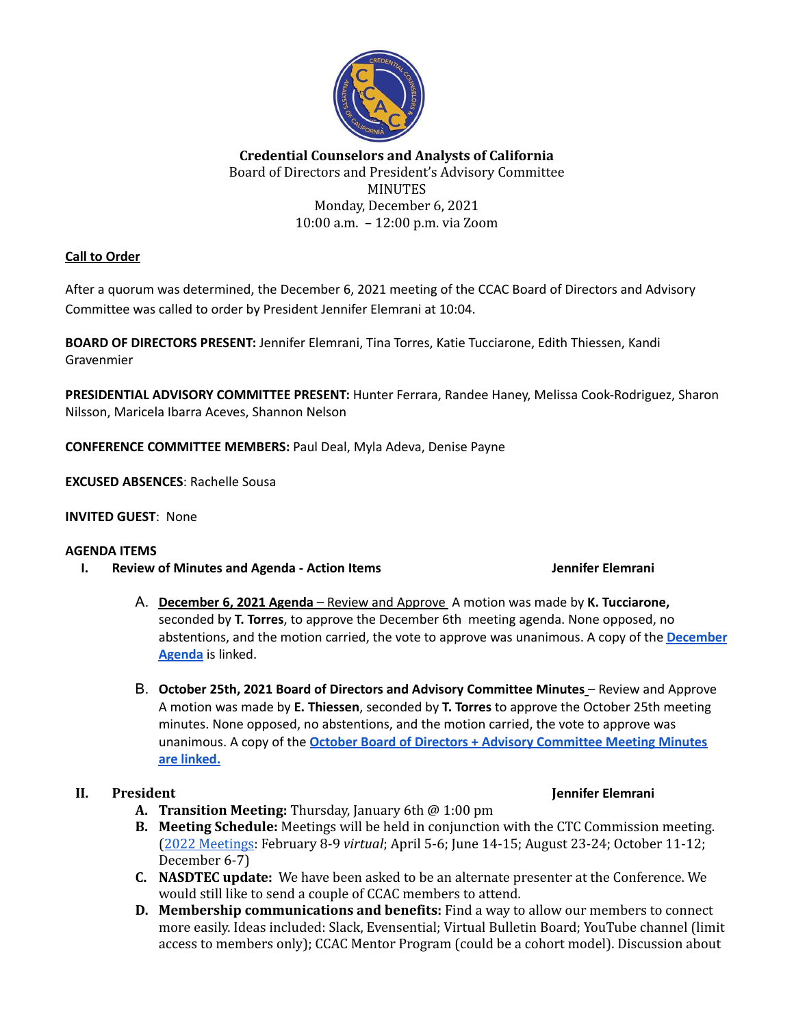**Credential Counselors and Analysts of California**
Board of Directors and President's Advisory Committee
MINUTES
Monday, December 6, 2021
10:00 a.m. – 12:00 p.m. via Zoom

**Call to Order**

After a quorum was determined, the December 6, 2021 meeting of the CCAC Board of Directors and Advisory Committee was called to order by President Jennifer Elemrani at 10:04.

**BOARD OF DIRECTORS PRESENT:** Jennifer Elemrani, Tina Torres, Katie Tucciarone, Edith Thiessen, Kandi Gravenmier

**PRESIDENTIAL ADVISORY COMMITTEE PRESENT:** Hunter Ferrara, Randee Haney, Melissa Cook-Rodriguez, Sharon Nilsson, Maricela Ibarra Aceves, Shannon Nelson

**CONFERENCE COMMITTEE MEMBERS:** Paul Deal, Myla Adeva, Denise Payne

**EXCUSED ABSENCES**: Rachelle Sousa

**INVITED GUEST**: None

**AGENDA ITEMS**

I. **Review of Minutes and Agenda - Action Items** — **Jennifer Elemrani**

   A. **December 6, 2021 Agenda** – Review and Approve A motion was made by **K. Tucciarone,** seconded by **T. Torres**, to approve the December 6th meeting agenda. None opposed, no abstentions, and the motion carried, the vote to approve was unanimous. A copy of the **December Agenda** is linked.

   B. **October 25th, 2021 Board of Directors and Advisory Committee Minutes** – Review and Approve A motion was made by **E. Thiessen**, seconded by **T. Torres** to approve the October 25th meeting minutes. None opposed, no abstentions, and the motion carried, the vote to approve was unanimous. A copy of the **October Board of Directors + Advisory Committee Meeting Minutes are linked.**

II. **President** — **Jennifer Elemrani**

   A. **Transition Meeting:** Thursday, January 6th @ 1:00 pm
   B. **Meeting Schedule:** Meetings will be held in conjunction with the CTC Commission meeting. (2022 Meetings: February 8-9 *virtual*; April 5-6; June 14-15; August 23-24; October 11-12; December 6-7)
   C. **NASDTEC update:** We have been asked to be an alternate presenter at the Conference. We would still like to send a couple of CCAC members to attend.
   D. **Membership communications and benefits:** Find a way to allow our members to connect more easily. Ideas included: Slack, Evensential; Virtual Bulletin Board; YouTube channel (limit access to members only); CCAC Mentor Program (could be a cohort model). Discussion about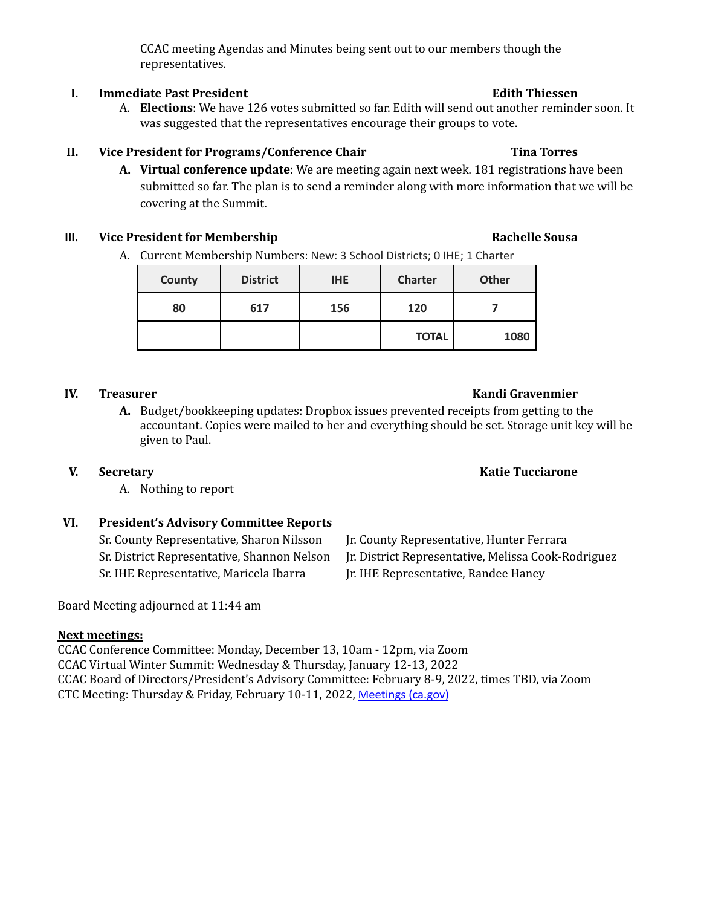CCAC meeting Agendas and Minutes being sent out to our members though the representatives.

**I. Immediate Past President** — **Edith Thiessen**

A. **Elections**: We have 126 votes submitted so far. Edith will send out another reminder soon. It was suggested that the representatives encourage their groups to vote.

**II. Vice President for Programs/Conference Chair** — **Tina Torres**

A. **Virtual conference update**: We are meeting again next week. 181 registrations have been submitted so far. The plan is to send a reminder along with more information that we will be covering at the Summit.

**III. Vice President for Membership** — **Rachelle Sousa**

A. Current Membership Numbers: New: 3 School Districts; 0 IHE; 1 Charter

| County | District | IHE | Charter | Other |
|---|---|---|---|---|
| 80 | 617 | 156 | 120 | 7 |
| | | | TOTAL | 1080 |

**IV. Treasurer** — **Kandi Gravenmier**

A. Budget/bookkeeping updates: Dropbox issues prevented receipts from getting to the accountant. Copies were mailed to her and everything should be set. Storage unit key will be given to Paul.

**V. Secretary** — **Katie Tucciarone**

A. Nothing to report

**VI. President's Advisory Committee Reports**

Sr. County Representative, Sharon Nilsson
Jr. County Representative, Hunter Ferrara
Sr. District Representative, Shannon Nelson
Jr. District Representative, Melissa Cook-Rodriguez
Sr. IHE Representative, Maricela Ibarra
Jr. IHE Representative, Randee Haney

Board Meeting adjourned at 11:44 am

**Next meetings:**

CCAC Conference Committee: Monday, December 13, 10am - 12pm, via Zoom
CCAC Virtual Winter Summit: Wednesday & Thursday, January 12-13, 2022
CCAC Board of Directors/President's Advisory Committee: February 8-9, 2022, times TBD, via Zoom
CTC Meeting: Thursday & Friday, February 10-11, 2022, Meetings (ca.gov)